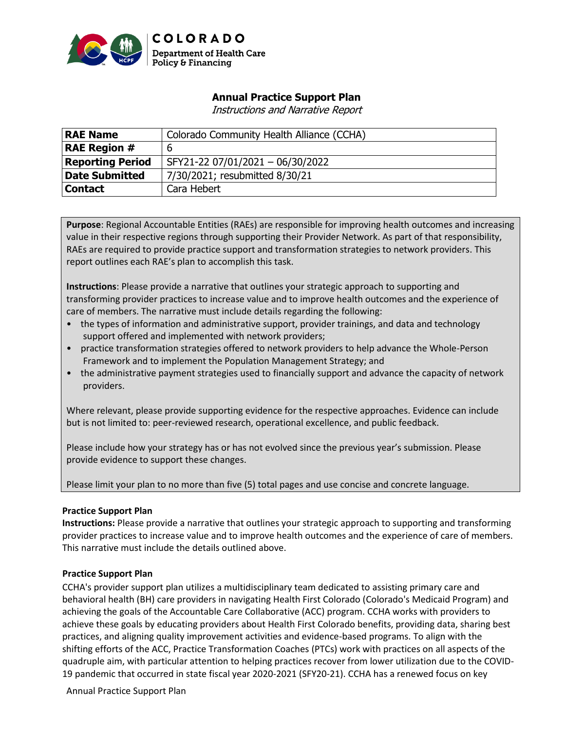COLORADO
Department of Health Care Policy & Financing

# Annual Practice Support Plan

*Instructions and Narrative Report*

| RAE Name | Colorado Community Health Alliance (CCHA) |
|---|---|
| RAE Region # | 6 |
| Reporting Period | SFY21-22 07/01/2021 – 06/30/2022 |
| Date Submitted | 7/30/2021; resubmitted 8/30/21 |
| Contact | Cara Hebert |

**Purpose**: Regional Accountable Entities (RAEs) are responsible for improving health outcomes and increasing value in their respective regions through supporting their Provider Network. As part of that responsibility, RAEs are required to provide practice support and transformation strategies to network providers. This report outlines each RAE's plan to accomplish this task.

**Instructions**: Please provide a narrative that outlines your strategic approach to supporting and transforming provider practices to increase value and to improve health outcomes and the experience of care of members. The narrative must include details regarding the following:

- the types of information and administrative support, provider trainings, and data and technology support offered and implemented with network providers;
- practice transformation strategies offered to network providers to help advance the Whole-Person Framework and to implement the Population Management Strategy; and
- the administrative payment strategies used to financially support and advance the capacity of network providers.

Where relevant, please provide supporting evidence for the respective approaches. Evidence can include but is not limited to: peer-reviewed research, operational excellence, and public feedback.

Please include how your strategy has or has not evolved since the previous year's submission. Please provide evidence to support these changes.

Please limit your plan to no more than five (5) total pages and use concise and concrete language.

**Practice Support Plan**

**Instructions:** Please provide a narrative that outlines your strategic approach to supporting and transforming provider practices to increase value and to improve health outcomes and the experience of care of members. This narrative must include the details outlined above.

**Practice Support Plan**

CCHA's provider support plan utilizes a multidisciplinary team dedicated to assisting primary care and behavioral health (BH) care providers in navigating Health First Colorado (Colorado's Medicaid Program) and achieving the goals of the Accountable Care Collaborative (ACC) program. CCHA works with providers to achieve these goals by educating providers about Health First Colorado benefits, providing data, sharing best practices, and aligning quality improvement activities and evidence-based programs. To align with the shifting efforts of the ACC, Practice Transformation Coaches (PTCs) work with practices on all aspects of the quadruple aim, with particular attention to helping practices recover from lower utilization due to the COVID-19 pandemic that occurred in state fiscal year 2020-2021 (SFY20-21). CCHA has a renewed focus on key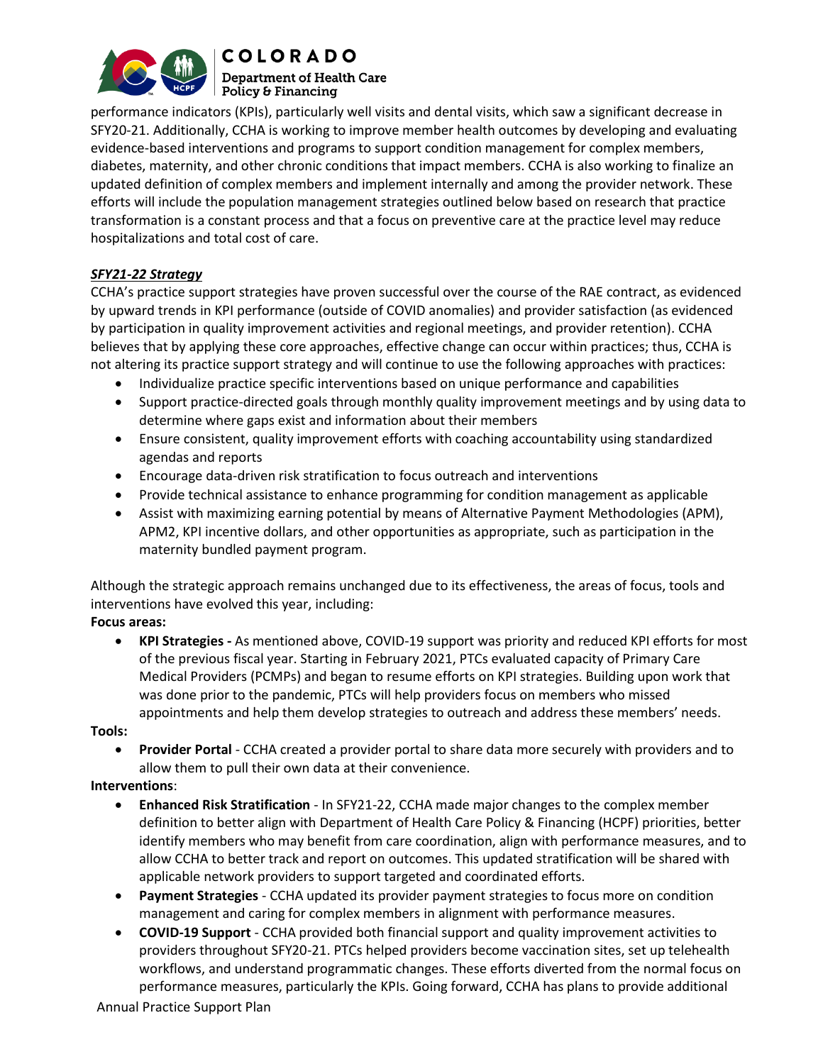performance indicators (KPIs), particularly well visits and dental visits, which saw a significant decrease in SFY20-21. Additionally, CCHA is working to improve member health outcomes by developing and evaluating evidence-based interventions and programs to support condition management for complex members, diabetes, maternity, and other chronic conditions that impact members. CCHA is also working to finalize an updated definition of complex members and implement internally and among the provider network. These efforts will include the population management strategies outlined below based on research that practice transformation is a constant process and that a focus on preventive care at the practice level may reduce hospitalizations and total cost of care.

***SFY21-22 Strategy***

CCHA's practice support strategies have proven successful over the course of the RAE contract, as evidenced by upward trends in KPI performance (outside of COVID anomalies) and provider satisfaction (as evidenced by participation in quality improvement activities and regional meetings, and provider retention). CCHA believes that by applying these core approaches, effective change can occur within practices; thus, CCHA is not altering its practice support strategy and will continue to use the following approaches with practices:

- Individualize practice specific interventions based on unique performance and capabilities
- Support practice-directed goals through monthly quality improvement meetings and by using data to determine where gaps exist and information about their members
- Ensure consistent, quality improvement efforts with coaching accountability using standardized agendas and reports
- Encourage data-driven risk stratification to focus outreach and interventions
- Provide technical assistance to enhance programming for condition management as applicable
- Assist with maximizing earning potential by means of Alternative Payment Methodologies (APM), APM2, KPI incentive dollars, and other opportunities as appropriate, such as participation in the maternity bundled payment program.

Although the strategic approach remains unchanged due to its effectiveness, the areas of focus, tools and interventions have evolved this year, including:

**Focus areas:**

- **KPI Strategies -** As mentioned above, COVID-19 support was priority and reduced KPI efforts for most of the previous fiscal year. Starting in February 2021, PTCs evaluated capacity of Primary Care Medical Providers (PCMPs) and began to resume efforts on KPI strategies. Building upon work that was done prior to the pandemic, PTCs will help providers focus on members who missed appointments and help them develop strategies to outreach and address these members' needs.

**Tools:**

- **Provider Portal** - CCHA created a provider portal to share data more securely with providers and to allow them to pull their own data at their convenience.

**Interventions**:

- **Enhanced Risk Stratification** - In SFY21-22, CCHA made major changes to the complex member definition to better align with Department of Health Care Policy & Financing (HCPF) priorities, better identify members who may benefit from care coordination, align with performance measures, and to allow CCHA to better track and report on outcomes. This updated stratification will be shared with applicable network providers to support targeted and coordinated efforts.
- **Payment Strategies** - CCHA updated its provider payment strategies to focus more on condition management and caring for complex members in alignment with performance measures.
- **COVID-19 Support** - CCHA provided both financial support and quality improvement activities to providers throughout SFY20-21. PTCs helped providers become vaccination sites, set up telehealth workflows, and understand programmatic changes. These efforts diverted from the normal focus on performance measures, particularly the KPIs. Going forward, CCHA has plans to provide additional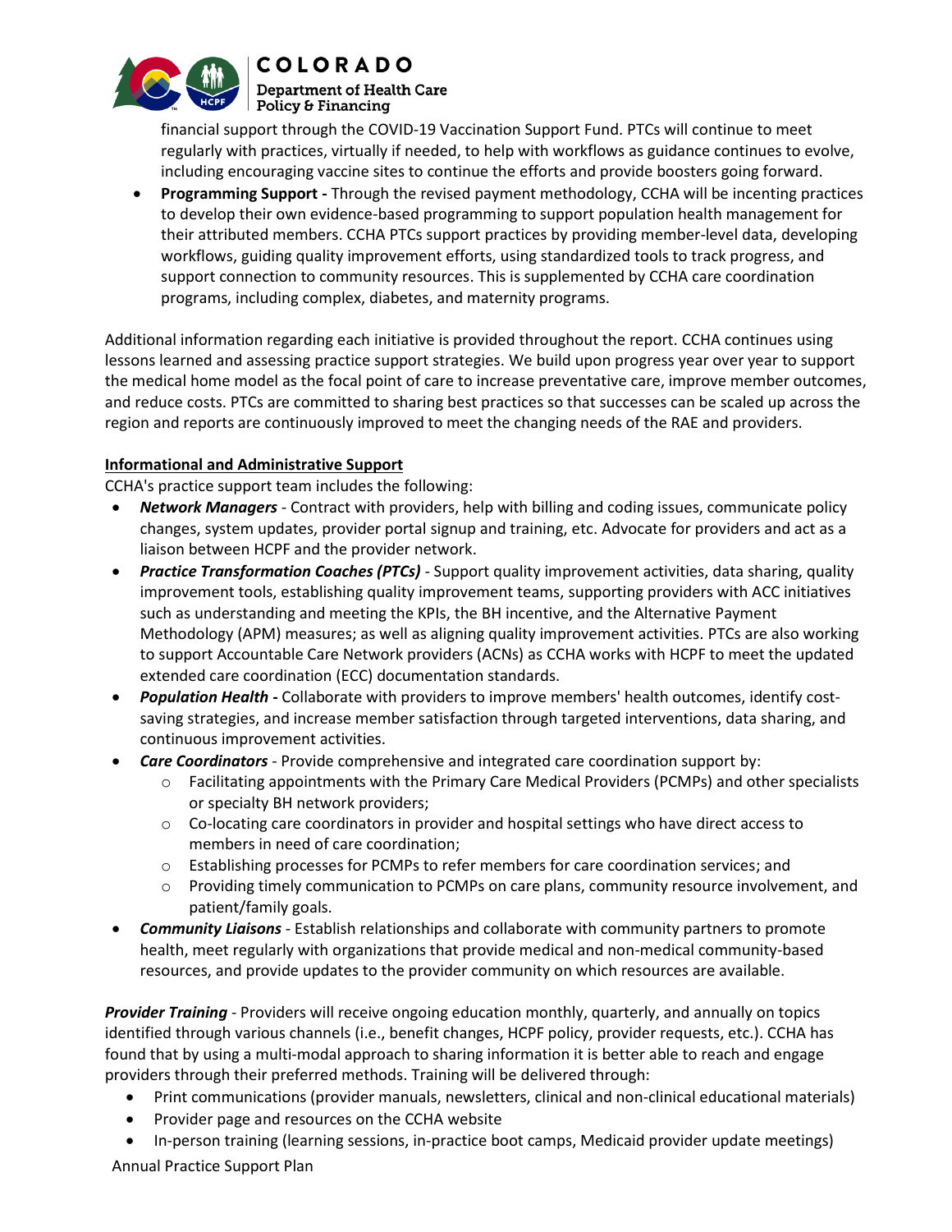financial support through the COVID-19 Vaccination Support Fund. PTCs will continue to meet regularly with practices, virtually if needed, to help with workflows as guidance continues to evolve, including encouraging vaccine sites to continue the efforts and provide boosters going forward.

- **Programming Support -** Through the revised payment methodology, CCHA will be incenting practices to develop their own evidence-based programming to support population health management for their attributed members. CCHA PTCs support practices by providing member-level data, developing workflows, guiding quality improvement efforts, using standardized tools to track progress, and support connection to community resources. This is supplemented by CCHA care coordination programs, including complex, diabetes, and maternity programs.

Additional information regarding each initiative is provided throughout the report. CCHA continues using lessons learned and assessing practice support strategies. We build upon progress year over year to support the medical home model as the focal point of care to increase preventative care, improve member outcomes, and reduce costs. PTCs are committed to sharing best practices so that successes can be scaled up across the region and reports are continuously improved to meet the changing needs of the RAE and providers.

**Informational and Administrative Support**

CCHA's practice support team includes the following:

- ***Network Managers*** - Contract with providers, help with billing and coding issues, communicate policy changes, system updates, provider portal signup and training, etc. Advocate for providers and act as a liaison between HCPF and the provider network.
- ***Practice Transformation Coaches (PTCs)*** - Support quality improvement activities, data sharing, quality improvement tools, establishing quality improvement teams, supporting providers with ACC initiatives such as understanding and meeting the KPIs, the BH incentive, and the Alternative Payment Methodology (APM) measures; as well as aligning quality improvement activities. PTCs are also working to support Accountable Care Network providers (ACNs) as CCHA works with HCPF to meet the updated extended care coordination (ECC) documentation standards.
- ***Population Health -*** Collaborate with providers to improve members' health outcomes, identify cost-saving strategies, and increase member satisfaction through targeted interventions, data sharing, and continuous improvement activities.
- ***Care Coordinators*** - Provide comprehensive and integrated care coordination support by:
  - Facilitating appointments with the Primary Care Medical Providers (PCMPs) and other specialists or specialty BH network providers;
  - Co-locating care coordinators in provider and hospital settings who have direct access to members in need of care coordination;
  - Establishing processes for PCMPs to refer members for care coordination services; and
  - Providing timely communication to PCMPs on care plans, community resource involvement, and patient/family goals.
- ***Community Liaisons*** - Establish relationships and collaborate with community partners to promote health, meet regularly with organizations that provide medical and non-medical community-based resources, and provide updates to the provider community on which resources are available.

***Provider Training*** - Providers will receive ongoing education monthly, quarterly, and annually on topics identified through various channels (i.e., benefit changes, HCPF policy, provider requests, etc.). CCHA has found that by using a multi-modal approach to sharing information it is better able to reach and engage providers through their preferred methods. Training will be delivered through:

- Print communications (provider manuals, newsletters, clinical and non-clinical educational materials)
- Provider page and resources on the CCHA website
- In-person training (learning sessions, in-practice boot camps, Medicaid provider update meetings)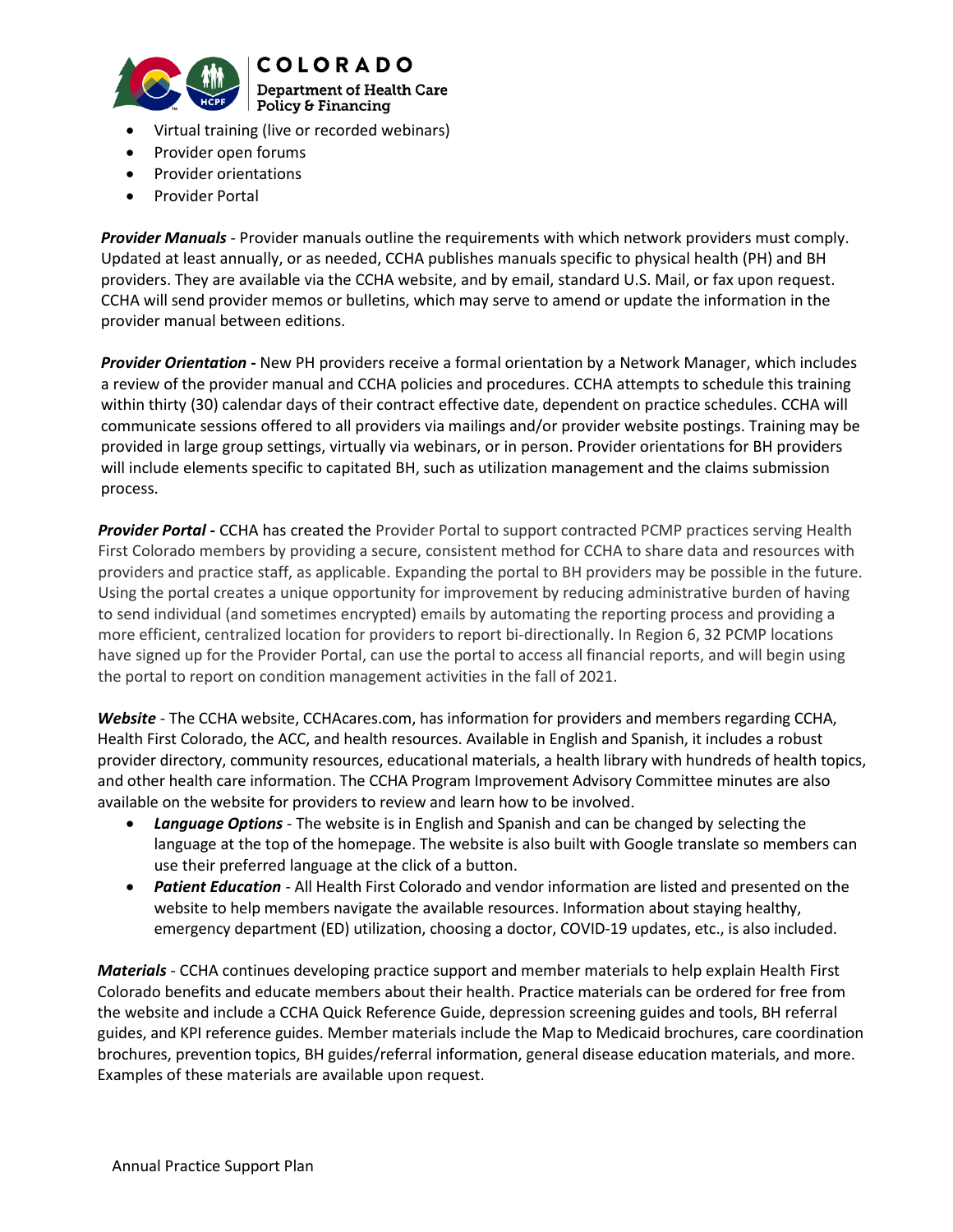- Virtual training (live or recorded webinars)
- Provider open forums
- Provider orientations
- Provider Portal

***Provider Manuals*** - Provider manuals outline the requirements with which network providers must comply. Updated at least annually, or as needed, CCHA publishes manuals specific to physical health (PH) and BH providers. They are available via the CCHA website, and by email, standard U.S. Mail, or fax upon request. CCHA will send provider memos or bulletins, which may serve to amend or update the information in the provider manual between editions.

***Provider Orientation -*** New PH providers receive a formal orientation by a Network Manager, which includes a review of the provider manual and CCHA policies and procedures. CCHA attempts to schedule this training within thirty (30) calendar days of their contract effective date, dependent on practice schedules. CCHA will communicate sessions offered to all providers via mailings and/or provider website postings. Training may be provided in large group settings, virtually via webinars, or in person. Provider orientations for BH providers will include elements specific to capitated BH, such as utilization management and the claims submission process.

***Provider Portal -*** CCHA has created the Provider Portal to support contracted PCMP practices serving Health First Colorado members by providing a secure, consistent method for CCHA to share data and resources with providers and practice staff, as applicable. Expanding the portal to BH providers may be possible in the future. Using the portal creates a unique opportunity for improvement by reducing administrative burden of having to send individual (and sometimes encrypted) emails by automating the reporting process and providing a more efficient, centralized location for providers to report bi-directionally. In Region 6, 32 PCMP locations have signed up for the Provider Portal, can use the portal to access all financial reports, and will begin using the portal to report on condition management activities in the fall of 2021.

***Website*** - The CCHA website, CCHAcares.com, has information for providers and members regarding CCHA, Health First Colorado, the ACC, and health resources. Available in English and Spanish, it includes a robust provider directory, community resources, educational materials, a health library with hundreds of health topics, and other health care information. The CCHA Program Improvement Advisory Committee minutes are also available on the website for providers to review and learn how to be involved.

- ***Language Options*** - The website is in English and Spanish and can be changed by selecting the language at the top of the homepage. The website is also built with Google translate so members can use their preferred language at the click of a button.
- ***Patient Education*** - All Health First Colorado and vendor information are listed and presented on the website to help members navigate the available resources. Information about staying healthy, emergency department (ED) utilization, choosing a doctor, COVID-19 updates, etc., is also included.

***Materials*** - CCHA continues developing practice support and member materials to help explain Health First Colorado benefits and educate members about their health. Practice materials can be ordered for free from the website and include a CCHA Quick Reference Guide, depression screening guides and tools, BH referral guides, and KPI reference guides. Member materials include the Map to Medicaid brochures, care coordination brochures, prevention topics, BH guides/referral information, general disease education materials, and more. Examples of these materials are available upon request.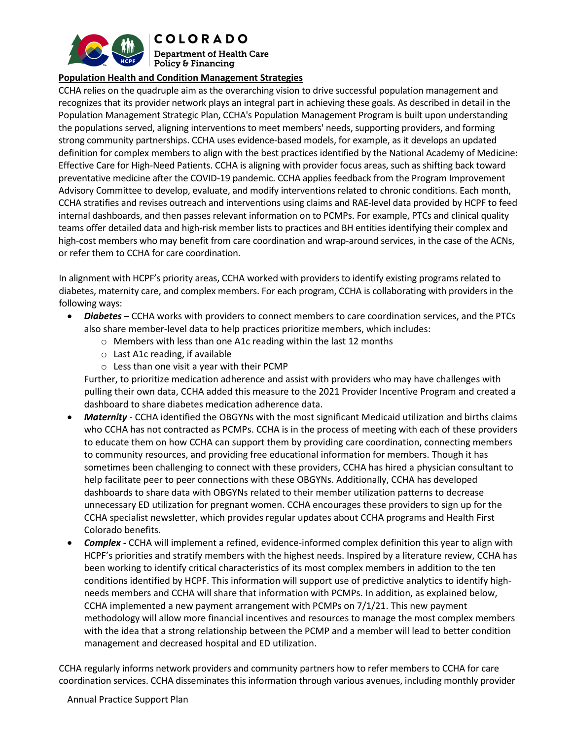## Population Health and Condition Management Strategies

CCHA relies on the quadruple aim as the overarching vision to drive successful population management and recognizes that its provider network plays an integral part in achieving these goals. As described in detail in the Population Management Strategic Plan, CCHA's Population Management Program is built upon understanding the populations served, aligning interventions to meet members' needs, supporting providers, and forming strong community partnerships. CCHA uses evidence-based models, for example, as it develops an updated definition for complex members to align with the best practices identified by the National Academy of Medicine: Effective Care for High-Need Patients. CCHA is aligning with provider focus areas, such as shifting back toward preventative medicine after the COVID-19 pandemic. CCHA applies feedback from the Program Improvement Advisory Committee to develop, evaluate, and modify interventions related to chronic conditions. Each month, CCHA stratifies and revises outreach and interventions using claims and RAE-level data provided by HCPF to feed internal dashboards, and then passes relevant information on to PCMPs. For example, PTCs and clinical quality teams offer detailed data and high-risk member lists to practices and BH entities identifying their complex and high-cost members who may benefit from care coordination and wrap-around services, in the case of the ACNs, or refer them to CCHA for care coordination.

In alignment with HCPF's priority areas, CCHA worked with providers to identify existing programs related to diabetes, maternity care, and complex members. For each program, CCHA is collaborating with providers in the following ways:

- ***Diabetes*** – CCHA works with providers to connect members to care coordination services, and the PTCs also share member-level data to help practices prioritize members, which includes:
  - Members with less than one A1c reading within the last 12 months
  - Last A1c reading, if available
  - Less than one visit a year with their PCMP

  Further, to prioritize medication adherence and assist with providers who may have challenges with pulling their own data, CCHA added this measure to the 2021 Provider Incentive Program and created a dashboard to share diabetes medication adherence data.
- ***Maternity*** - CCHA identified the OBGYNs with the most significant Medicaid utilization and births claims who CCHA has not contracted as PCMPs. CCHA is in the process of meeting with each of these providers to educate them on how CCHA can support them by providing care coordination, connecting members to community resources, and providing free educational information for members. Though it has sometimes been challenging to connect with these providers, CCHA has hired a physician consultant to help facilitate peer to peer connections with these OBGYNs. Additionally, CCHA has developed dashboards to share data with OBGYNs related to their member utilization patterns to decrease unnecessary ED utilization for pregnant women. CCHA encourages these providers to sign up for the CCHA specialist newsletter, which provides regular updates about CCHA programs and Health First Colorado benefits.
- ***Complex -*** CCHA will implement a refined, evidence-informed complex definition this year to align with HCPF's priorities and stratify members with the highest needs. Inspired by a literature review, CCHA has been working to identify critical characteristics of its most complex members in addition to the ten conditions identified by HCPF. This information will support use of predictive analytics to identify high-needs members and CCHA will share that information with PCMPs. In addition, as explained below, CCHA implemented a new payment arrangement with PCMPs on 7/1/21. This new payment methodology will allow more financial incentives and resources to manage the most complex members with the idea that a strong relationship between the PCMP and a member will lead to better condition management and decreased hospital and ED utilization.

CCHA regularly informs network providers and community partners how to refer members to CCHA for care coordination services. CCHA disseminates this information through various avenues, including monthly provider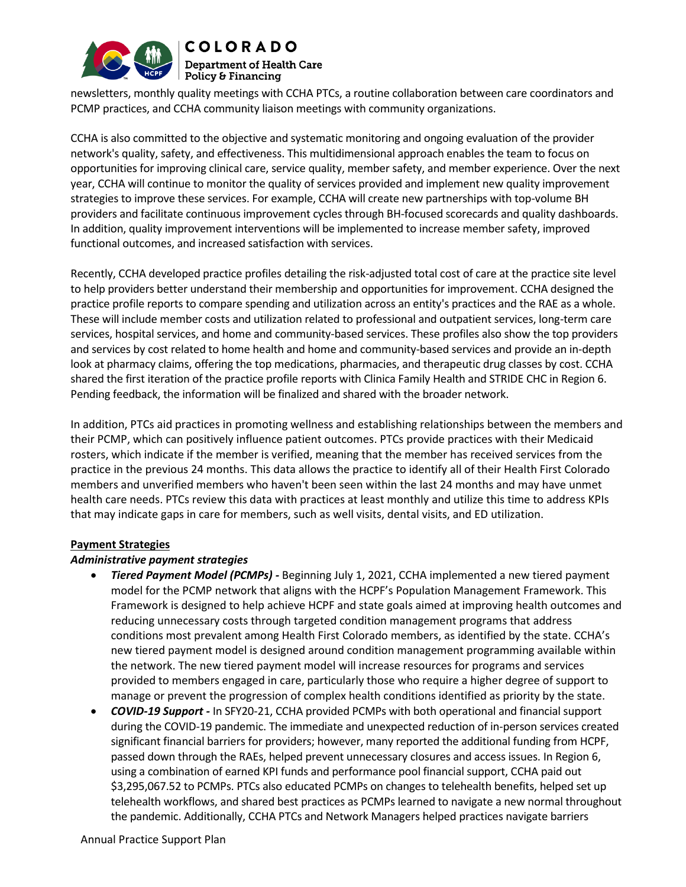newsletters, monthly quality meetings with CCHA PTCs, a routine collaboration between care coordinators and PCMP practices, and CCHA community liaison meetings with community organizations.

CCHA is also committed to the objective and systematic monitoring and ongoing evaluation of the provider network's quality, safety, and effectiveness. This multidimensional approach enables the team to focus on opportunities for improving clinical care, service quality, member safety, and member experience. Over the next year, CCHA will continue to monitor the quality of services provided and implement new quality improvement strategies to improve these services. For example, CCHA will create new partnerships with top-volume BH providers and facilitate continuous improvement cycles through BH-focused scorecards and quality dashboards. In addition, quality improvement interventions will be implemented to increase member safety, improved functional outcomes, and increased satisfaction with services.

Recently, CCHA developed practice profiles detailing the risk-adjusted total cost of care at the practice site level to help providers better understand their membership and opportunities for improvement. CCHA designed the practice profile reports to compare spending and utilization across an entity's practices and the RAE as a whole. These will include member costs and utilization related to professional and outpatient services, long-term care services, hospital services, and home and community-based services. These profiles also show the top providers and services by cost related to home health and home and community-based services and provide an in-depth look at pharmacy claims, offering the top medications, pharmacies, and therapeutic drug classes by cost. CCHA shared the first iteration of the practice profile reports with Clinica Family Health and STRIDE CHC in Region 6. Pending feedback, the information will be finalized and shared with the broader network.

In addition, PTCs aid practices in promoting wellness and establishing relationships between the members and their PCMP, which can positively influence patient outcomes. PTCs provide practices with their Medicaid rosters, which indicate if the member is verified, meaning that the member has received services from the practice in the previous 24 months. This data allows the practice to identify all of their Health First Colorado members and unverified members who haven't been seen within the last 24 months and may have unmet health care needs. PTCs review this data with practices at least monthly and utilize this time to address KPIs that may indicate gaps in care for members, such as well visits, dental visits, and ED utilization.

**Payment Strategies**

***Administrative payment strategies***

- ***Tiered Payment Model (PCMPs) -*** Beginning July 1, 2021, CCHA implemented a new tiered payment model for the PCMP network that aligns with the HCPF's Population Management Framework. This Framework is designed to help achieve HCPF and state goals aimed at improving health outcomes and reducing unnecessary costs through targeted condition management programs that address conditions most prevalent among Health First Colorado members, as identified by the state. CCHA's new tiered payment model is designed around condition management programming available within the network. The new tiered payment model will increase resources for programs and services provided to members engaged in care, particularly those who require a higher degree of support to manage or prevent the progression of complex health conditions identified as priority by the state.
- ***COVID-19 Support -*** In SFY20-21, CCHA provided PCMPs with both operational and financial support during the COVID-19 pandemic. The immediate and unexpected reduction of in-person services created significant financial barriers for providers; however, many reported the additional funding from HCPF, passed down through the RAEs, helped prevent unnecessary closures and access issues. In Region 6, using a combination of earned KPI funds and performance pool financial support, CCHA paid out $3,295,067.52 to PCMPs. PTCs also educated PCMPs on changes to telehealth benefits, helped set up telehealth workflows, and shared best practices as PCMPs learned to navigate a new normal throughout the pandemic. Additionally, CCHA PTCs and Network Managers helped practices navigate barriers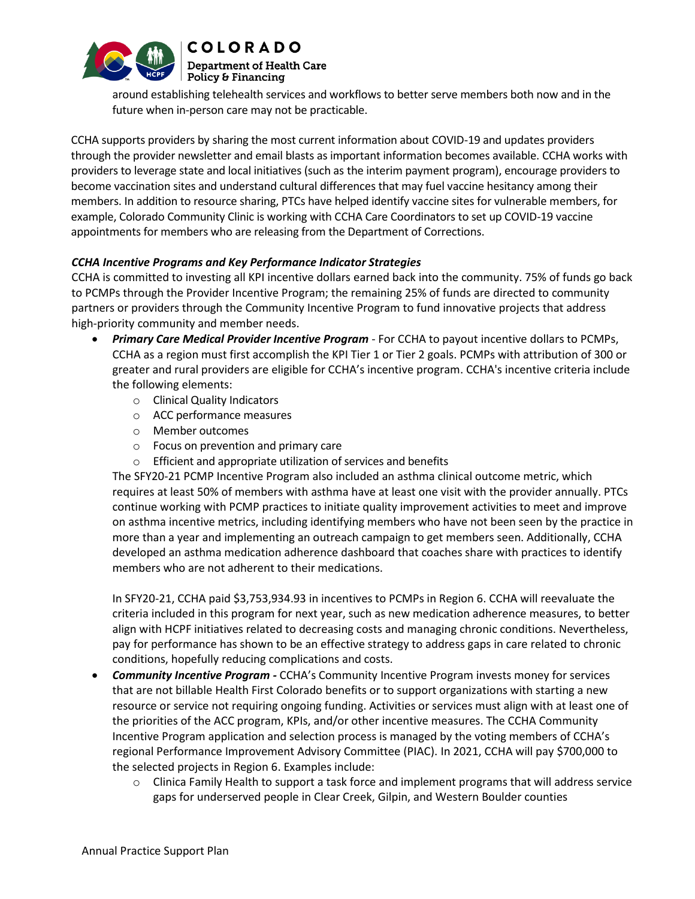around establishing telehealth services and workflows to better serve members both now and in the future when in-person care may not be practicable.

CCHA supports providers by sharing the most current information about COVID-19 and updates providers through the provider newsletter and email blasts as important information becomes available. CCHA works with providers to leverage state and local initiatives (such as the interim payment program), encourage providers to become vaccination sites and understand cultural differences that may fuel vaccine hesitancy among their members. In addition to resource sharing, PTCs have helped identify vaccine sites for vulnerable members, for example, Colorado Community Clinic is working with CCHA Care Coordinators to set up COVID-19 vaccine appointments for members who are releasing from the Department of Corrections.

***CCHA Incentive Programs and Key Performance Indicator Strategies***

CCHA is committed to investing all KPI incentive dollars earned back into the community. 75% of funds go back to PCMPs through the Provider Incentive Program; the remaining 25% of funds are directed to community partners or providers through the Community Incentive Program to fund innovative projects that address high-priority community and member needs.

- ***Primary Care Medical Provider Incentive Program*** - For CCHA to payout incentive dollars to PCMPs, CCHA as a region must first accomplish the KPI Tier 1 or Tier 2 goals. PCMPs with attribution of 300 or greater and rural providers are eligible for CCHA's incentive program. CCHA's incentive criteria include the following elements:
  - Clinical Quality Indicators
  - ACC performance measures
  - Member outcomes
  - Focus on prevention and primary care
  - Efficient and appropriate utilization of services and benefits

  The SFY20-21 PCMP Incentive Program also included an asthma clinical outcome metric, which requires at least 50% of members with asthma have at least one visit with the provider annually. PTCs continue working with PCMP practices to initiate quality improvement activities to meet and improve on asthma incentive metrics, including identifying members who have not been seen by the practice in more than a year and implementing an outreach campaign to get members seen. Additionally, CCHA developed an asthma medication adherence dashboard that coaches share with practices to identify members who are not adherent to their medications.

  In SFY20-21, CCHA paid $3,753,934.93 in incentives to PCMPs in Region 6. CCHA will reevaluate the criteria included in this program for next year, such as new medication adherence measures, to better align with HCPF initiatives related to decreasing costs and managing chronic conditions. Nevertheless, pay for performance has shown to be an effective strategy to address gaps in care related to chronic conditions, hopefully reducing complications and costs.

- ***Community Incentive Program -*** CCHA's Community Incentive Program invests money for services that are not billable Health First Colorado benefits or to support organizations with starting a new resource or service not requiring ongoing funding. Activities or services must align with at least one of the priorities of the ACC program, KPIs, and/or other incentive measures. The CCHA Community Incentive Program application and selection process is managed by the voting members of CCHA's regional Performance Improvement Advisory Committee (PIAC). In 2021, CCHA will pay $700,000 to the selected projects in Region 6. Examples include:
  - Clinica Family Health to support a task force and implement programs that will address service gaps for underserved people in Clear Creek, Gilpin, and Western Boulder counties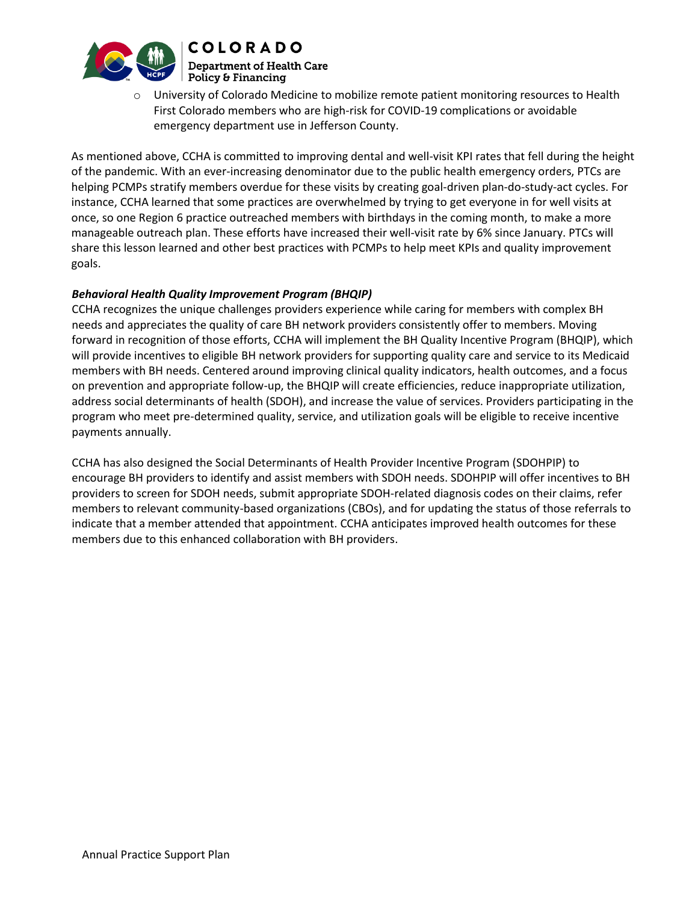- University of Colorado Medicine to mobilize remote patient monitoring resources to Health First Colorado members who are high-risk for COVID-19 complications or avoidable emergency department use in Jefferson County.

As mentioned above, CCHA is committed to improving dental and well-visit KPI rates that fell during the height of the pandemic. With an ever-increasing denominator due to the public health emergency orders, PTCs are helping PCMPs stratify members overdue for these visits by creating goal-driven plan-do-study-act cycles. For instance, CCHA learned that some practices are overwhelmed by trying to get everyone in for well visits at once, so one Region 6 practice outreached members with birthdays in the coming month, to make a more manageable outreach plan. These efforts have increased their well-visit rate by 6% since January. PTCs will share this lesson learned and other best practices with PCMPs to help meet KPIs and quality improvement goals.

***Behavioral Health Quality Improvement Program (BHQIP)***

CCHA recognizes the unique challenges providers experience while caring for members with complex BH needs and appreciates the quality of care BH network providers consistently offer to members. Moving forward in recognition of those efforts, CCHA will implement the BH Quality Incentive Program (BHQIP), which will provide incentives to eligible BH network providers for supporting quality care and service to its Medicaid members with BH needs. Centered around improving clinical quality indicators, health outcomes, and a focus on prevention and appropriate follow-up, the BHQIP will create efficiencies, reduce inappropriate utilization, address social determinants of health (SDOH), and increase the value of services. Providers participating in the program who meet pre-determined quality, service, and utilization goals will be eligible to receive incentive payments annually.

CCHA has also designed the Social Determinants of Health Provider Incentive Program (SDOHPIP) to encourage BH providers to identify and assist members with SDOH needs. SDOHPIP will offer incentives to BH providers to screen for SDOH needs, submit appropriate SDOH-related diagnosis codes on their claims, refer members to relevant community-based organizations (CBOs), and for updating the status of those referrals to indicate that a member attended that appointment. CCHA anticipates improved health outcomes for these members due to this enhanced collaboration with BH providers.